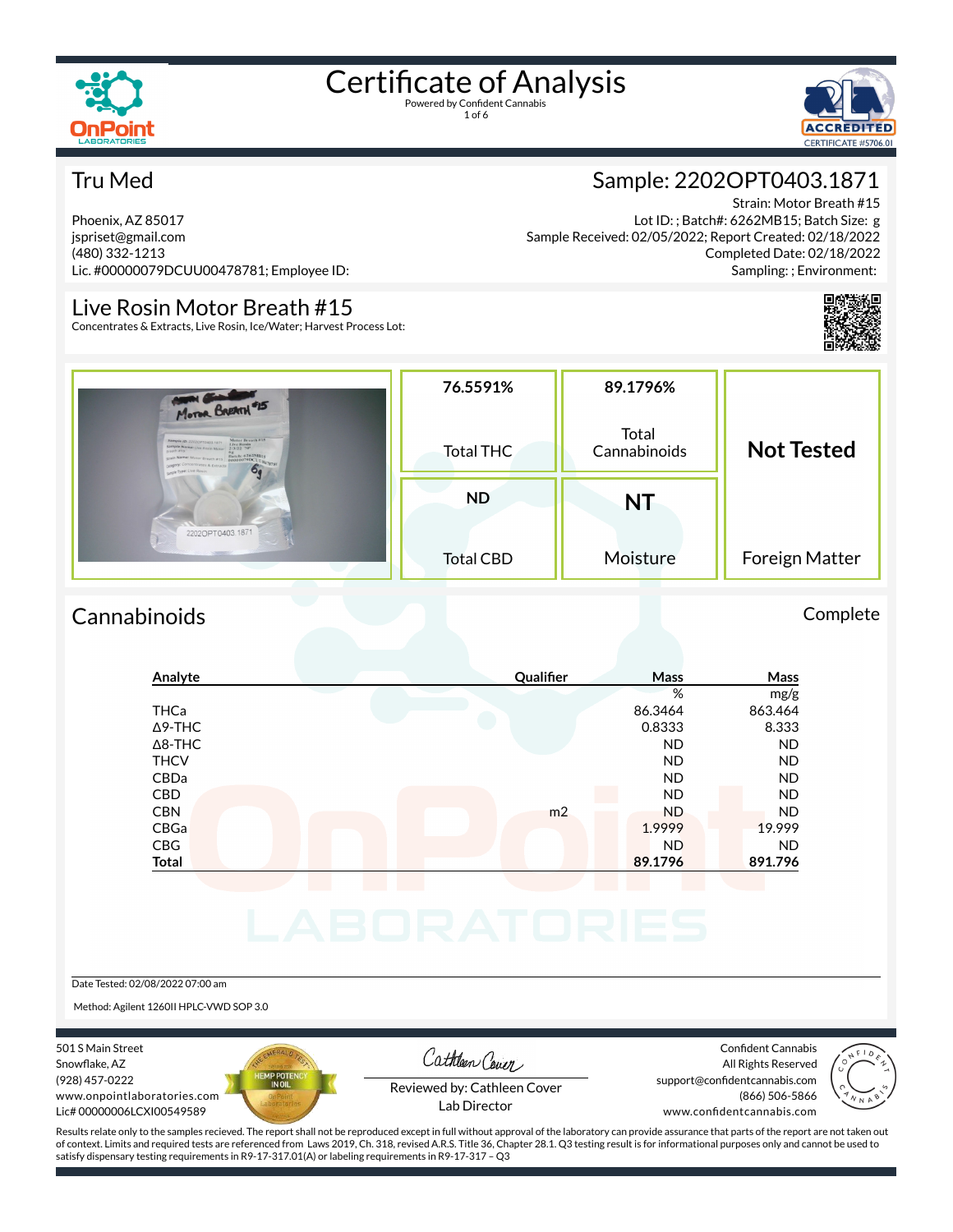# Certificate of Analysis

Powered by Confident Cannabis

## Tru Med

Phoenix, AZ 85017
jspriset@gmail.com
(480) 332-1213
Lic. #00000079DCUU00478781; Employee ID:

## Sample: 2202OPT0403.1871

Strain: Motor Breath #15
Lot ID: ; Batch#: 6262MB15; Batch Size: g
Sample Received: 02/05/2022; Report Created: 02/18/2022
Completed Date: 02/18/2022
Sampling: ; Environment:

## Live Rosin Motor Breath #15

Concentrates & Extracts, Live Rosin, Ice/Water; Harvest Process Lot:

| 76.5591% | 89.1796% | Not Tested |
|---|---|---|
| Total THC | Total Cannabinoids | |
| **ND** | **NT** | |
| Total CBD | Moisture | Foreign Matter |

## Cannabinoids

Complete

| Analyte | Qualifier | Mass % | Mass mg/g |
|---|---|---|---|
| THCa | | 86.3464 | 863.464 |
| Δ9-THC | | 0.8333 | 8.333 |
| Δ8-THC | | ND | ND |
| THCV | | ND | ND |
| CBDa | | ND | ND |
| CBD | | ND | ND |
| CBN | m2 | ND | ND |
| CBGa | | 1.9999 | 19.999 |
| CBG | | ND | ND |
| **Total** | | **89.1796** | **891.796** |

Date Tested: 02/08/2022 07:00 am

Method: Agilent 1260II HPLC-VWD SOP 3.0

501 S Main Street
Snowflake, AZ
(928) 457-0222
www.onpointlaboratories.com
Lic# 00000006LCXI00549589

Reviewed by: Cathleen Cover
Lab Director

Confident Cannabis
All Rights Reserved
support@confidentcannabis.com
(866) 506-5866
www.confidentcannabis.com

Results relate only to the samples recieved. The report shall not be reproduced except in full without approval of the laboratory can provide assurance that parts of the report are not taken out of context. Limits and required tests are referenced from Laws 2019, Ch. 318, revised A.R.S. Title 36, Chapter 28.1. Q3 testing result is for informational purposes only and cannot be used to satisfy dispensary testing requirements in R9-17-317.01(A) or labeling requirements in R9-17-317 – Q3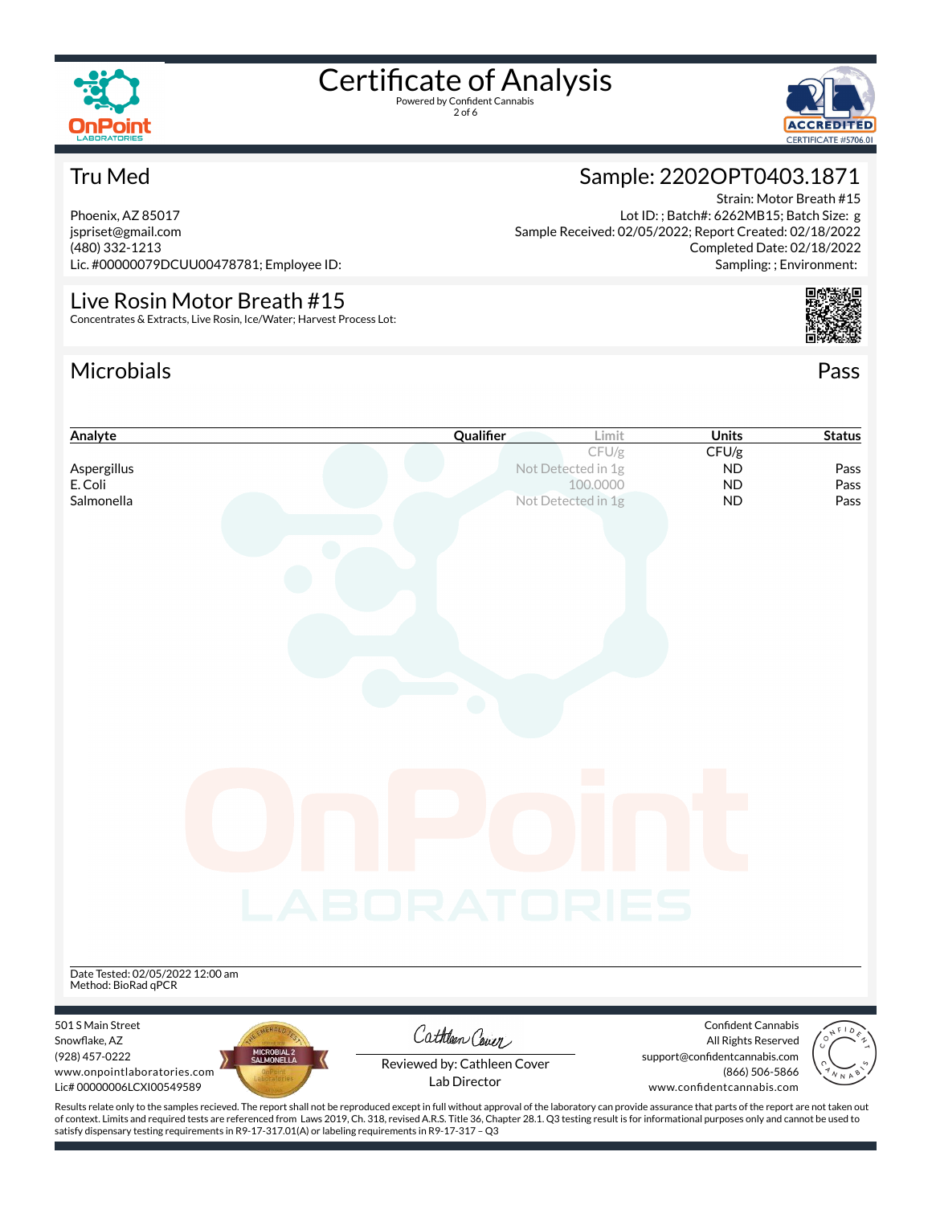# Certificate of Analysis

Powered by Confident Cannabis

## Tru Med

Phoenix, AZ 85017
jspriset@gmail.com
(480) 332-1213
Lic. #00000079DCUU00478781; Employee ID:

## Sample: 2202OPT0403.1871

Strain: Motor Breath #15
Lot ID: ; Batch#: 6262MB15; Batch Size: g
Sample Received: 02/05/2022; Report Created: 02/18/2022
Completed Date: 02/18/2022
Sampling: ; Environment:

## Live Rosin Motor Breath #15

Concentrates & Extracts, Live Rosin, Ice/Water; Harvest Process Lot:

## Microbials

Pass

| Analyte | Qualifier | Limit | Units | Status |
|---|---|---|---|---|
| | | CFU/g | CFU/g | |
| Aspergillus | | Not Detected in 1g | ND | Pass |
| E. Coli | | 100.0000 | ND | Pass |
| Salmonella | | Not Detected in 1g | ND | Pass |

Date Tested: 02/05/2022 12:00 am
Method: BioRad qPCR

501 S Main Street
Snowflake, AZ
(928) 457-0222
www.onpointlaboratories.com
Lic# 00000006LCXI00549589

Reviewed by: Cathleen Cover
Lab Director

Confident Cannabis
All Rights Reserved
support@confidentcannabis.com
(866) 506-5866
www.confidentcannabis.com

Results relate only to the samples recieved. The report shall not be reproduced except in full without approval of the laboratory can provide assurance that parts of the report are not taken out of context. Limits and required tests are referenced from Laws 2019, Ch. 318, revised A.R.S. Title 36, Chapter 28.1. Q3 testing result is for informational purposes only and cannot be used to satisfy dispensary testing requirements in R9-17-317.01(A) or labeling requirements in R9-17-317 – Q3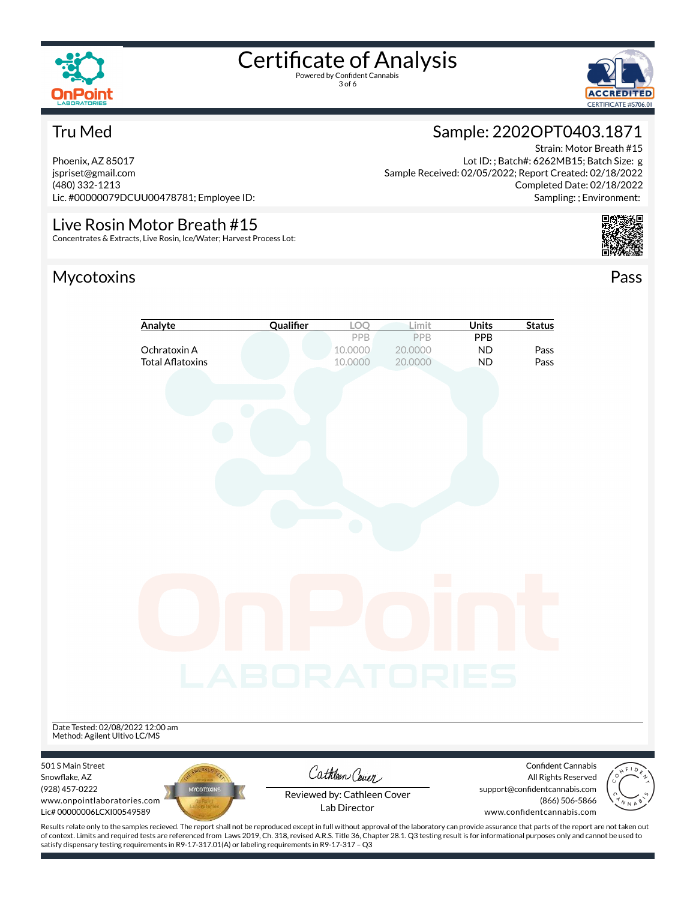# Certificate of Analysis

Powered by Confident Cannabis

## Tru Med

Phoenix, AZ 85017
jspriset@gmail.com
(480) 332-1213
Lic. #00000079DCUU00478781; Employee ID:

## Sample: 2202OPT0403.1871

Strain: Motor Breath #15
Lot ID: ; Batch#: 6262MB15; Batch Size: g
Sample Received: 02/05/2022; Report Created: 02/18/2022
Completed Date: 02/18/2022
Sampling: ; Environment:

## Live Rosin Motor Breath #15

Concentrates & Extracts, Live Rosin, Ice/Water; Harvest Process Lot:

## Mycotoxins

Pass

| Analyte | Qualifier | LOQ | Limit | Units | Status |
|---|---|---|---|---|---|
| | | PPB | PPB | PPB | |
| Ochratoxin A | | 10.0000 | 20.0000 | ND | Pass |
| Total Aflatoxins | | 10.0000 | 20.0000 | ND | Pass |

Date Tested: 02/08/2022 12:00 am
Method: Agilent Ultivo LC/MS

501 S Main Street
Snowflake, AZ
(928) 457-0222
www.onpointlaboratories.com
Lic# 00000006LCXI00549589

Reviewed by: Cathleen Cover
Lab Director

Confident Cannabis
All Rights Reserved
support@confidentcannabis.com
(866) 506-5866
www.confidentcannabis.com

Results relate only to the samples recieved. The report shall not be reproduced except in full without approval of the laboratory can provide assurance that parts of the report are not taken out of context. Limits and required tests are referenced from Laws 2019, Ch. 318, revised A.R.S. Title 36, Chapter 28.1. Q3 testing result is for informational purposes only and cannot be used to satisfy dispensary testing requirements in R9-17-317.01(A) or labeling requirements in R9-17-317 – Q3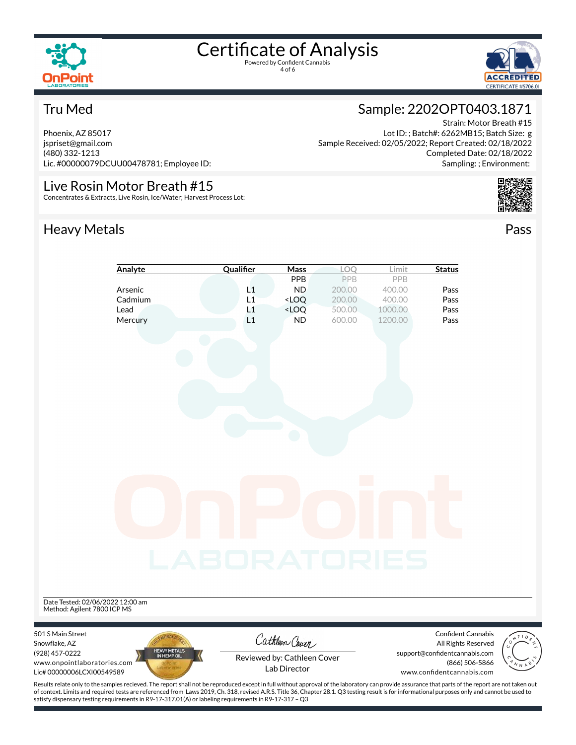# Certificate of Analysis

Powered by Confident Cannabis

## Tru Med

Phoenix, AZ 85017
jspriset@gmail.com
(480) 332-1213
Lic. #00000079DCUU00478781; Employee ID:

## Sample: 2202OPT0403.1871

Strain: Motor Breath #15
Lot ID: ; Batch#: 6262MB15; Batch Size: g
Sample Received: 02/05/2022; Report Created: 02/18/2022
Completed Date: 02/18/2022
Sampling: ; Environment:

## Live Rosin Motor Breath #15

Concentrates & Extracts, Live Rosin, Ice/Water; Harvest Process Lot:

## Heavy Metals

Pass

| Analyte | Qualifier | Mass | LOQ | Limit | Status |
|---|---|---|---|---|---|
| | | PPB | PPB | PPB | |
| Arsenic | L1 | ND | 200.00 | 400.00 | Pass |
| Cadmium | L1 | <LOQ | 200.00 | 400.00 | Pass |
| Lead | L1 | <LOQ | 500.00 | 1000.00 | Pass |
| Mercury | L1 | ND | 600.00 | 1200.00 | Pass |

Date Tested: 02/06/2022 12:00 am
Method: Agilent 7800 ICP MS

501 S Main Street
Snowflake, AZ
(928) 457-0222
www.onpointlaboratories.com
Lic# 00000006LCXI00549589

Reviewed by: Cathleen Cover
Lab Director

Confident Cannabis
All Rights Reserved
support@confidentcannabis.com
(866) 506-5866
www.confidentcannabis.com

Results relate only to the samples recieved. The report shall not be reproduced except in full without approval of the laboratory can provide assurance that parts of the report are not taken out of context. Limits and required tests are referenced from Laws 2019, Ch. 318, revised A.R.S. Title 36, Chapter 28.1. Q3 testing result is for informational purposes only and cannot be used to satisfy dispensary testing requirements in R9-17-317.01(A) or labeling requirements in R9-17-317 – Q3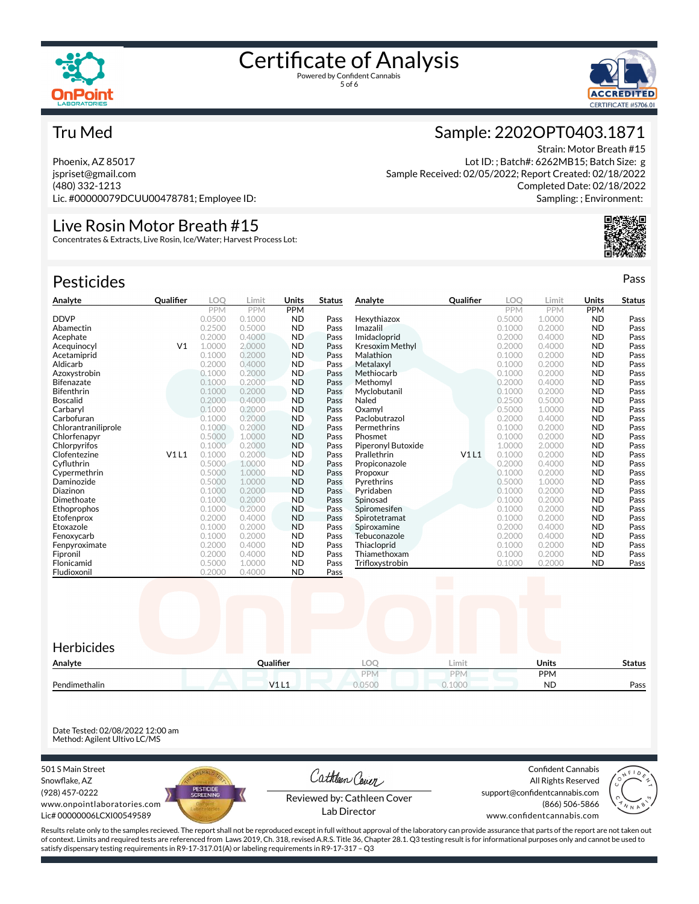# Certificate of Analysis

Powered by Confident Cannabis

## Tru Med

Phoenix, AZ 85017
jspriset@gmail.com
(480) 332-1213
Lic. #00000079DCUU00478781; Employee ID:

## Sample: 2202OPT0403.1871

Strain: Motor Breath #15
Lot ID: ; Batch#: 6262MB15; Batch Size: g
Sample Received: 02/05/2022; Report Created: 02/18/2022
Completed Date: 02/18/2022
Sampling: ; Environment:

## Live Rosin Motor Breath #15

Concentrates & Extracts, Live Rosin, Ice/Water; Harvest Process Lot:

## Pesticides

Pass

| Analyte | Qualifier | LOQ | Limit | Units | Status |
|---|---|---|---|---|---|
| | | PPM | PPM | PPM | |
| DDVP | | 0.0500 | 0.1000 | ND | Pass |
| Abamectin | | 0.2500 | 0.5000 | ND | Pass |
| Acephate | | 0.2000 | 0.4000 | ND | Pass |
| Acequinocyl | V1 | 1.0000 | 2.0000 | ND | Pass |
| Acetamiprid | | 0.1000 | 0.2000 | ND | Pass |
| Aldicarb | | 0.2000 | 0.4000 | ND | Pass |
| Azoxystrobin | | 0.1000 | 0.2000 | ND | Pass |
| Bifenazate | | 0.1000 | 0.2000 | ND | Pass |
| Bifenthrin | | 0.1000 | 0.2000 | ND | Pass |
| Boscalid | | 0.2000 | 0.4000 | ND | Pass |
| Carbaryl | | 0.1000 | 0.2000 | ND | Pass |
| Carbofuran | | 0.1000 | 0.2000 | ND | Pass |
| Chlorantraniliprole | | 0.1000 | 0.2000 | ND | Pass |
| Chlorfenapyr | | 0.5000 | 1.0000 | ND | Pass |
| Chlorpyrifos | | 0.1000 | 0.2000 | ND | Pass |
| Clofentezine | V1 L1 | 0.1000 | 0.2000 | ND | Pass |
| Cyfluthrin | | 0.5000 | 1.0000 | ND | Pass |
| Cypermethrin | | 0.5000 | 1.0000 | ND | Pass |
| Daminozide | | 0.5000 | 1.0000 | ND | Pass |
| Diazinon | | 0.1000 | 0.2000 | ND | Pass |
| Dimethoate | | 0.1000 | 0.2000 | ND | Pass |
| Ethoprophos | | 0.1000 | 0.2000 | ND | Pass |
| Etofenprox | | 0.2000 | 0.4000 | ND | Pass |
| Etoxazole | | 0.1000 | 0.2000 | ND | Pass |
| Fenoxycarb | | 0.1000 | 0.2000 | ND | Pass |
| Fenpyroximate | | 0.2000 | 0.4000 | ND | Pass |
| Fipronil | | 0.2000 | 0.4000 | ND | Pass |
| Flonicamid | | 0.5000 | 1.0000 | ND | Pass |
| Fludioxonil | | 0.2000 | 0.4000 | ND | Pass |
| Hexythiazox | | 0.5000 | 1.0000 | ND | Pass |
| Imazalil | | 0.1000 | 0.2000 | ND | Pass |
| Imidacloprid | | 0.2000 | 0.4000 | ND | Pass |
| Kresoxim Methyl | | 0.2000 | 0.4000 | ND | Pass |
| Malathion | | 0.1000 | 0.2000 | ND | Pass |
| Metalaxyl | | 0.1000 | 0.2000 | ND | Pass |
| Methiocarb | | 0.1000 | 0.2000 | ND | Pass |
| Methomyl | | 0.2000 | 0.4000 | ND | Pass |
| Myclobutanil | | 0.1000 | 0.2000 | ND | Pass |
| Naled | | 0.2500 | 0.5000 | ND | Pass |
| Oxamyl | | 0.5000 | 1.0000 | ND | Pass |
| Paclobutrazol | | 0.2000 | 0.4000 | ND | Pass |
| Permethrins | | 0.1000 | 0.2000 | ND | Pass |
| Phosmet | | 0.1000 | 0.2000 | ND | Pass |
| Piperonyl Butoxide | | 1.0000 | 2.0000 | ND | Pass |
| Prallethrin | V1 L1 | 0.1000 | 0.2000 | ND | Pass |
| Propiconazole | | 0.2000 | 0.4000 | ND | Pass |
| Propoxur | | 0.1000 | 0.2000 | ND | Pass |
| Pyrethrins | | 0.5000 | 1.0000 | ND | Pass |
| Pyridaben | | 0.1000 | 0.2000 | ND | Pass |
| Spinosad | | 0.1000 | 0.2000 | ND | Pass |
| Spiromesifen | | 0.1000 | 0.2000 | ND | Pass |
| Spirotetramat | | 0.1000 | 0.2000 | ND | Pass |
| Spiroxamine | | 0.2000 | 0.4000 | ND | Pass |
| Tebuconazole | | 0.2000 | 0.4000 | ND | Pass |
| Thiacloprid | | 0.1000 | 0.2000 | ND | Pass |
| Thiamethoxam | | 0.1000 | 0.2000 | ND | Pass |
| Trifloxystrobin | | 0.1000 | 0.2000 | ND | Pass |

## Herbicides

| Analyte | Qualifier | LOQ | Limit | Units | Status |
|---|---|---|---|---|---|
| | | PPM | PPM | PPM | |
| Pendimethalin | V1 L1 | 0.0500 | 0.1000 | ND | Pass |

Date Tested: 02/08/2022 12:00 am
Method: Agilent Ultivo LC/MS

501 S Main Street
Snowflake, AZ
(928) 457-0222
www.onpointlaboratories.com
Lic# 00000006LCXI00549589

Reviewed by: Cathleen Cover
Lab Director

Confident Cannabis
All Rights Reserved
support@confidentcannabis.com
(866) 506-5866
www.confidentcannabis.com

Results relate only to the samples recieved. The report shall not be reproduced except in full without approval of the laboratory can provide assurance that parts of the report are not taken out of context. Limits and required tests are referenced from Laws 2019, Ch. 318, revised A.R.S. Title 36, Chapter 28.1. Q3 testing result is for informational purposes only and cannot be used to satisfy dispensary testing requirements in R9-17-317.01(A) or labeling requirements in R9-17-317 – Q3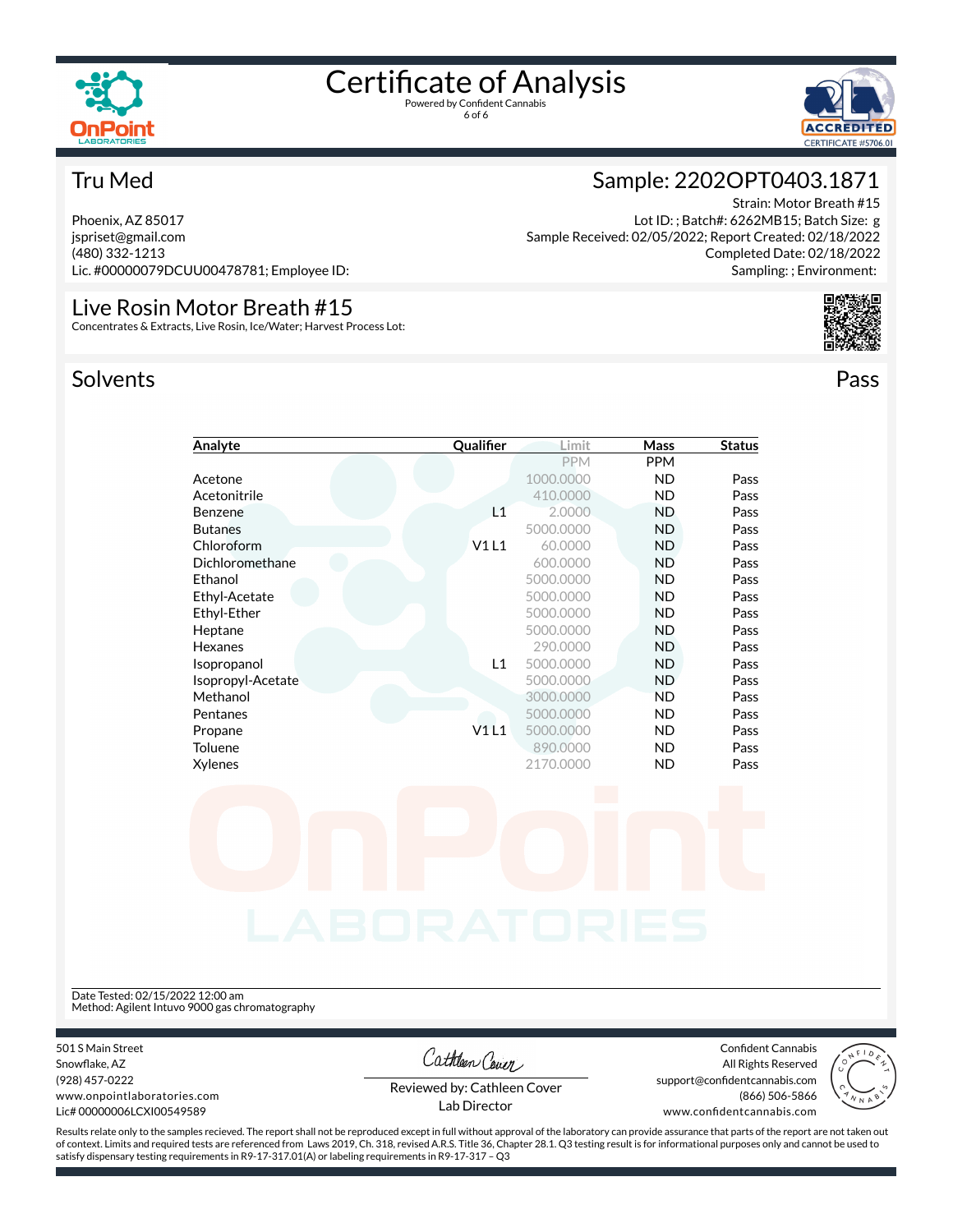# Certificate of Analysis

Powered by Confident Cannabis

## Tru Med

Phoenix, AZ 85017
jspriset@gmail.com
(480) 332-1213
Lic. #00000079DCUU00478781; Employee ID:

## Sample: 2202OPT0403.1871

Strain: Motor Breath #15
Lot ID: ; Batch#: 6262MB15; Batch Size: g
Sample Received: 02/05/2022; Report Created: 02/18/2022
Completed Date: 02/18/2022
Sampling: ; Environment:

## Live Rosin Motor Breath #15

Concentrates & Extracts, Live Rosin, Ice/Water; Harvest Process Lot:

## Solvents

Pass

| Analyte | Qualifier | Limit | Mass | Status |
|---|---|---|---|---|
| | | PPM | PPM | |
| Acetone | | 1000.0000 | ND | Pass |
| Acetonitrile | | 410.0000 | ND | Pass |
| Benzene | L1 | 2.0000 | ND | Pass |
| Butanes | | 5000.0000 | ND | Pass |
| Chloroform | V1 L1 | 60.0000 | ND | Pass |
| Dichloromethane | | 600.0000 | ND | Pass |
| Ethanol | | 5000.0000 | ND | Pass |
| Ethyl-Acetate | | 5000.0000 | ND | Pass |
| Ethyl-Ether | | 5000.0000 | ND | Pass |
| Heptane | | 5000.0000 | ND | Pass |
| Hexanes | | 290.0000 | ND | Pass |
| Isopropanol | L1 | 5000.0000 | ND | Pass |
| Isopropyl-Acetate | | 5000.0000 | ND | Pass |
| Methanol | | 3000.0000 | ND | Pass |
| Pentanes | | 5000.0000 | ND | Pass |
| Propane | V1 L1 | 5000.0000 | ND | Pass |
| Toluene | | 890.0000 | ND | Pass |
| Xylenes | | 2170.0000 | ND | Pass |

Date Tested: 02/15/2022 12:00 am
Method: Agilent Intuvo 9000 gas chromatography

501 S Main Street
Snowflake, AZ
(928) 457-0222
www.onpointlaboratories.com
Lic# 00000006LCXI00549589

Reviewed by: Cathleen Cover
Lab Director

Confident Cannabis
All Rights Reserved
support@confidentcannabis.com
(866) 506-5866
www.confidentcannabis.com

Results relate only to the samples recieved. The report shall not be reproduced except in full without approval of the laboratory can provide assurance that parts of the report are not taken out of context. Limits and required tests are referenced from Laws 2019, Ch. 318, revised A.R.S. Title 36, Chapter 28.1. Q3 testing result is for informational purposes only and cannot be used to satisfy dispensary testing requirements in R9-17-317.01(A) or labeling requirements in R9-17-317 – Q3